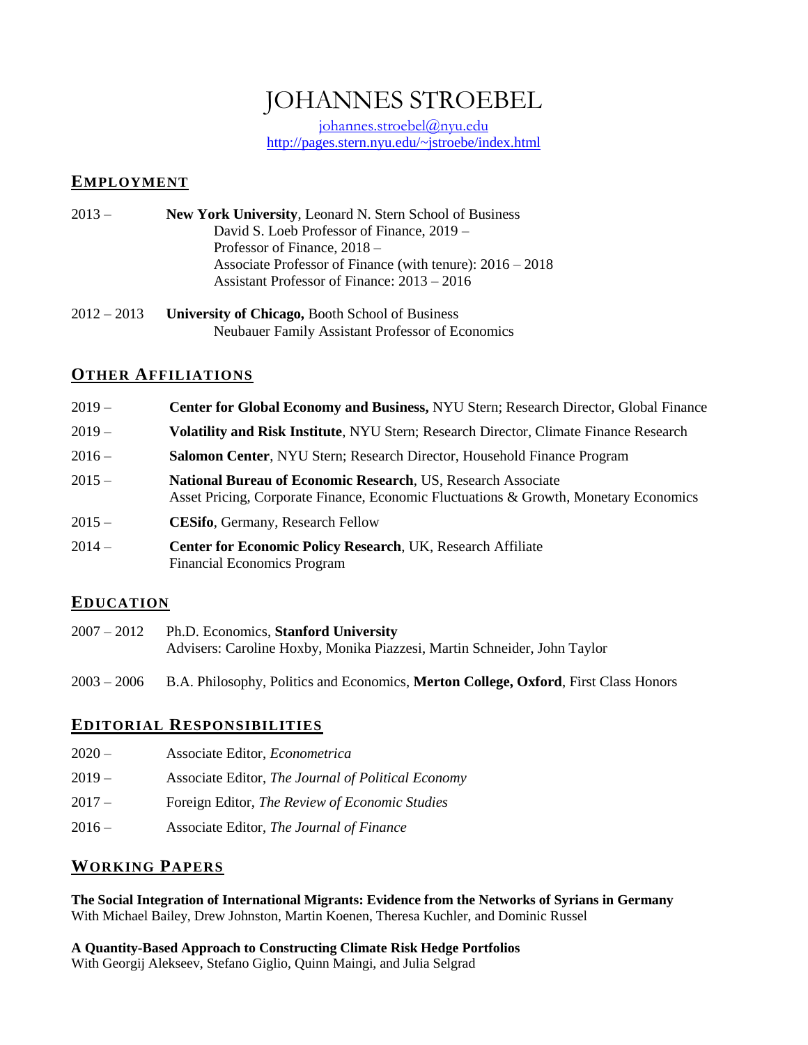# JOHANNES STROEBEL

johannes.stroebel@nyu.edu
http://pages.stern.nyu.edu/~jstroebe/index.html

## EMPLOYMENT

2013 – **New York University**, Leonard N. Stern School of Business
- David S. Loeb Professor of Finance, 2019 –
- Professor of Finance, 2018 –
- Associate Professor of Finance (with tenure): 2016 – 2018
- Assistant Professor of Finance: 2013 – 2016

2012 – 2013 **University of Chicago,** Booth School of Business
- Neubauer Family Assistant Professor of Economics

## OTHER AFFILIATIONS

2019 – **Center for Global Economy and Business,** NYU Stern; Research Director, Global Finance

2019 – **Volatility and Risk Institute**, NYU Stern; Research Director, Climate Finance Research

2016 – **Salomon Center**, NYU Stern; Research Director, Household Finance Program

2015 – **National Bureau of Economic Research**, US, Research Associate
Asset Pricing, Corporate Finance, Economic Fluctuations & Growth, Monetary Economics

2015 – **CESifo**, Germany, Research Fellow

2014 – **Center for Economic Policy Research**, UK, Research Affiliate
Financial Economics Program

## EDUCATION

2007 – 2012 Ph.D. Economics, **Stanford University**
Advisers: Caroline Hoxby, Monika Piazzesi, Martin Schneider, John Taylor

2003 – 2006 B.A. Philosophy, Politics and Economics, **Merton College, Oxford**, First Class Honors

## EDITORIAL RESPONSIBILITIES

2020 – Associate Editor, *Econometrica*

2019 – Associate Editor, *The Journal of Political Economy*

2017 – Foreign Editor, *The Review of Economic Studies*

2016 – Associate Editor, *The Journal of Finance*

## WORKING PAPERS

**The Social Integration of International Migrants: Evidence from the Networks of Syrians in Germany**
With Michael Bailey, Drew Johnston, Martin Koenen, Theresa Kuchler, and Dominic Russel

**A Quantity-Based Approach to Constructing Climate Risk Hedge Portfolios**
With Georgij Alekseev, Stefano Giglio, Quinn Maingi, and Julia Selgrad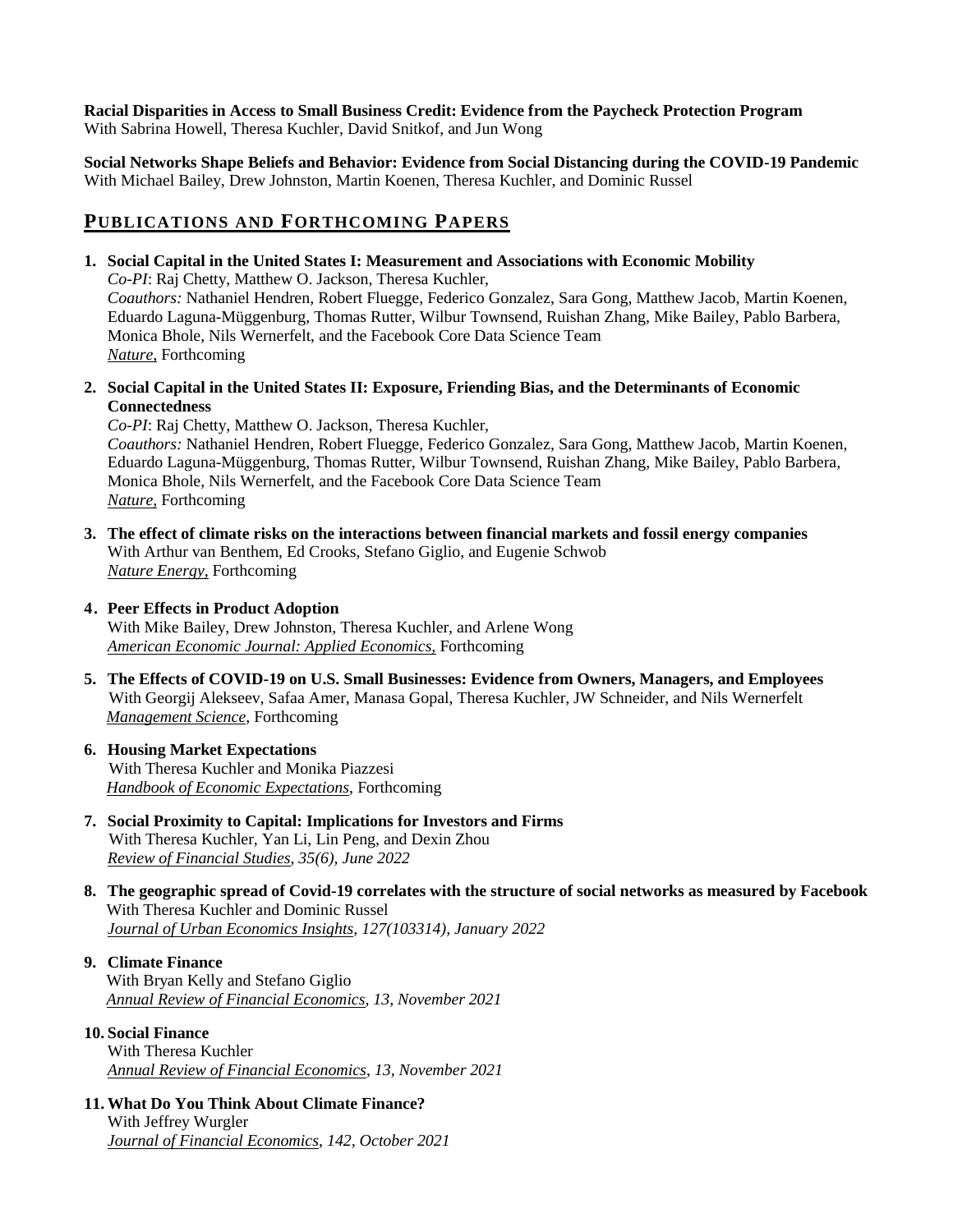**Racial Disparities in Access to Small Business Credit: Evidence from the Paycheck Protection Program**
With Sabrina Howell, Theresa Kuchler, David Snitkof, and Jun Wong

**Social Networks Shape Beliefs and Behavior: Evidence from Social Distancing during the COVID-19 Pandemic**
With Michael Bailey, Drew Johnston, Martin Koenen, Theresa Kuchler, and Dominic Russel

## PUBLICATIONS AND FORTHCOMING PAPERS

1. **Social Capital in the United States I: Measurement and Associations with Economic Mobility**
   *Co-PI*: Raj Chetty, Matthew O. Jackson, Theresa Kuchler,
   *Coauthors:* Nathaniel Hendren, Robert Fluegge, Federico Gonzalez, Sara Gong, Matthew Jacob, Martin Koenen, Eduardo Laguna-Müggenburg, Thomas Rutter, Wilbur Townsend, Ruishan Zhang, Mike Bailey, Pablo Barbera, Monica Bhole, Nils Wernerfelt, and the Facebook Core Data Science Team
   *Nature*, Forthcoming

2. **Social Capital in the United States II: Exposure, Friending Bias, and the Determinants of Economic Connectedness**
   *Co-PI*: Raj Chetty, Matthew O. Jackson, Theresa Kuchler,
   *Coauthors:* Nathaniel Hendren, Robert Fluegge, Federico Gonzalez, Sara Gong, Matthew Jacob, Martin Koenen, Eduardo Laguna-Müggenburg, Thomas Rutter, Wilbur Townsend, Ruishan Zhang, Mike Bailey, Pablo Barbera, Monica Bhole, Nils Wernerfelt, and the Facebook Core Data Science Team
   *Nature*, Forthcoming

3. **The effect of climate risks on the interactions between financial markets and fossil energy companies**
   With Arthur van Benthem, Ed Crooks, Stefano Giglio, and Eugenie Schwob
   *Nature Energy*, Forthcoming

4. **Peer Effects in Product Adoption**
   With Mike Bailey, Drew Johnston, Theresa Kuchler, and Arlene Wong
   *American Economic Journal: Applied Economics*, Forthcoming

5. **The Effects of COVID-19 on U.S. Small Businesses: Evidence from Owners, Managers, and Employees**
   With Georgij Alekseev, Safaa Amer, Manasa Gopal, Theresa Kuchler, JW Schneider, and Nils Wernerfelt
   *Management Science*, Forthcoming

6. **Housing Market Expectations**
   With Theresa Kuchler and Monika Piazzesi
   *Handbook of Economic Expectations*, Forthcoming

7. **Social Proximity to Capital: Implications for Investors and Firms**
   With Theresa Kuchler, Yan Li, Lin Peng, and Dexin Zhou
   *Review of Financial Studies, 35(6), June 2022*

8. **The geographic spread of Covid-19 correlates with the structure of social networks as measured by Facebook**
   With Theresa Kuchler and Dominic Russel
   *Journal of Urban Economics Insights, 127(103314), January 2022*

9. **Climate Finance**
   With Bryan Kelly and Stefano Giglio
   *Annual Review of Financial Economics, 13, November 2021*

10. **Social Finance**
    With Theresa Kuchler
    *Annual Review of Financial Economics, 13, November 2021*

11. **What Do You Think About Climate Finance?**
    With Jeffrey Wurgler
    *Journal of Financial Economics, 142, October 2021*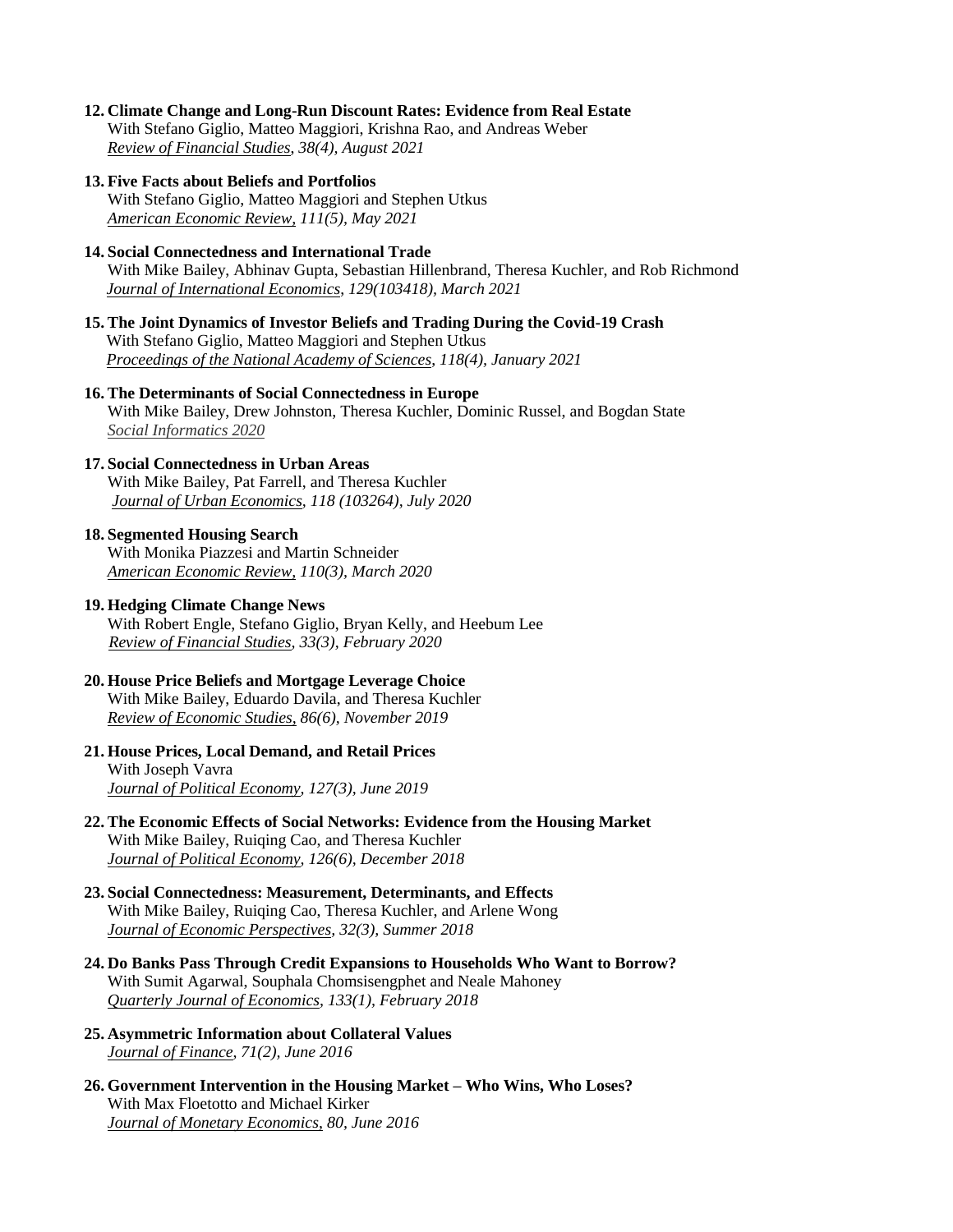12. **Climate Change and Long-Run Discount Rates: Evidence from Real Estate**
    With Stefano Giglio, Matteo Maggiori, Krishna Rao, and Andreas Weber
    *Review of Financial Studies, 38(4), August 2021*

13. **Five Facts about Beliefs and Portfolios**
    With Stefano Giglio, Matteo Maggiori and Stephen Utkus
    *American Economic Review, 111(5), May 2021*

14. **Social Connectedness and International Trade**
    With Mike Bailey, Abhinav Gupta, Sebastian Hillenbrand, Theresa Kuchler, and Rob Richmond
    *Journal of International Economics, 129(103418), March 2021*

15. **The Joint Dynamics of Investor Beliefs and Trading During the Covid-19 Crash**
    With Stefano Giglio, Matteo Maggiori and Stephen Utkus
    *Proceedings of the National Academy of Sciences, 118(4), January 2021*

16. **The Determinants of Social Connectedness in Europe**
    With Mike Bailey, Drew Johnston, Theresa Kuchler, Dominic Russel, and Bogdan State
    *Social Informatics 2020*

17. **Social Connectedness in Urban Areas**
    With Mike Bailey, Pat Farrell, and Theresa Kuchler
    *Journal of Urban Economics, 118 (103264), July 2020*

18. **Segmented Housing Search**
    With Monika Piazzesi and Martin Schneider
    *American Economic Review, 110(3), March 2020*

19. **Hedging Climate Change News**
    With Robert Engle, Stefano Giglio, Bryan Kelly, and Heebum Lee
    *Review of Financial Studies, 33(3), February 2020*

20. **House Price Beliefs and Mortgage Leverage Choice**
    With Mike Bailey, Eduardo Davila, and Theresa Kuchler
    *Review of Economic Studies, 86(6), November 2019*

21. **House Prices, Local Demand, and Retail Prices**
    With Joseph Vavra
    *Journal of Political Economy, 127(3), June 2019*

22. **The Economic Effects of Social Networks: Evidence from the Housing Market**
    With Mike Bailey, Ruiqing Cao, and Theresa Kuchler
    *Journal of Political Economy, 126(6), December 2018*

23. **Social Connectedness: Measurement, Determinants, and Effects**
    With Mike Bailey, Ruiqing Cao, Theresa Kuchler, and Arlene Wong
    *Journal of Economic Perspectives, 32(3), Summer 2018*

24. **Do Banks Pass Through Credit Expansions to Households Who Want to Borrow?**
    With Sumit Agarwal, Souphala Chomsisengphet and Neale Mahoney
    *Quarterly Journal of Economics, 133(1), February 2018*

25. **Asymmetric Information about Collateral Values**
    *Journal of Finance, 71(2), June 2016*

26. **Government Intervention in the Housing Market – Who Wins, Who Loses?**
    With Max Floetotto and Michael Kirker
    *Journal of Monetary Economics, 80, June 2016*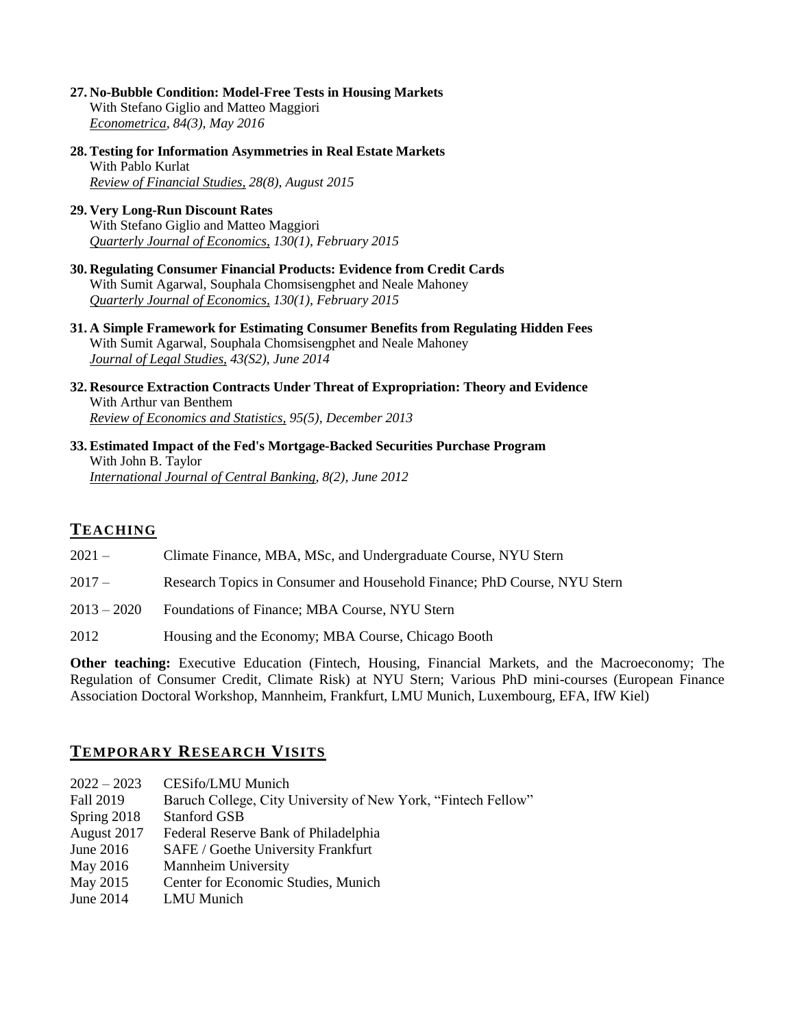27. **No-Bubble Condition: Model-Free Tests in Housing Markets**
    With Stefano Giglio and Matteo Maggiori
    *Econometrica, 84(3), May 2016*

28. **Testing for Information Asymmetries in Real Estate Markets**
    With Pablo Kurlat
    *Review of Financial Studies, 28(8), August 2015*

29. **Very Long-Run Discount Rates**
    With Stefano Giglio and Matteo Maggiori
    *Quarterly Journal of Economics, 130(1), February 2015*

30. **Regulating Consumer Financial Products: Evidence from Credit Cards**
    With Sumit Agarwal, Souphala Chomsisengphet and Neale Mahoney
    *Quarterly Journal of Economics, 130(1), February 2015*

31. **A Simple Framework for Estimating Consumer Benefits from Regulating Hidden Fees**
    With Sumit Agarwal, Souphala Chomsisengphet and Neale Mahoney
    *Journal of Legal Studies, 43(S2), June 2014*

32. **Resource Extraction Contracts Under Threat of Expropriation: Theory and Evidence**
    With Arthur van Benthem
    *Review of Economics and Statistics, 95(5), December 2013*

33. **Estimated Impact of the Fed's Mortgage-Backed Securities Purchase Program**
    With John B. Taylor
    *International Journal of Central Banking, 8(2), June 2012*

## TEACHING

| | |
|---|---|
| 2021 – | Climate Finance, MBA, MSc, and Undergraduate Course, NYU Stern |
| 2017 – | Research Topics in Consumer and Household Finance; PhD Course, NYU Stern |
| 2013 – 2020 | Foundations of Finance; MBA Course, NYU Stern |
| 2012 | Housing and the Economy; MBA Course, Chicago Booth |

**Other teaching:** Executive Education (Fintech, Housing, Financial Markets, and the Macroeconomy; The Regulation of Consumer Credit, Climate Risk) at NYU Stern; Various PhD mini-courses (European Finance Association Doctoral Workshop, Mannheim, Frankfurt, LMU Munich, Luxembourg, EFA, IfW Kiel)

## TEMPORARY RESEARCH VISITS

| | |
|---|---|
| 2022 – 2023 | CESifo/LMU Munich |
| Fall 2019 | Baruch College, City University of New York, "Fintech Fellow" |
| Spring 2018 | Stanford GSB |
| August 2017 | Federal Reserve Bank of Philadelphia |
| June 2016 | SAFE / Goethe University Frankfurt |
| May 2016 | Mannheim University |
| May 2015 | Center for Economic Studies, Munich |
| June 2014 | LMU Munich |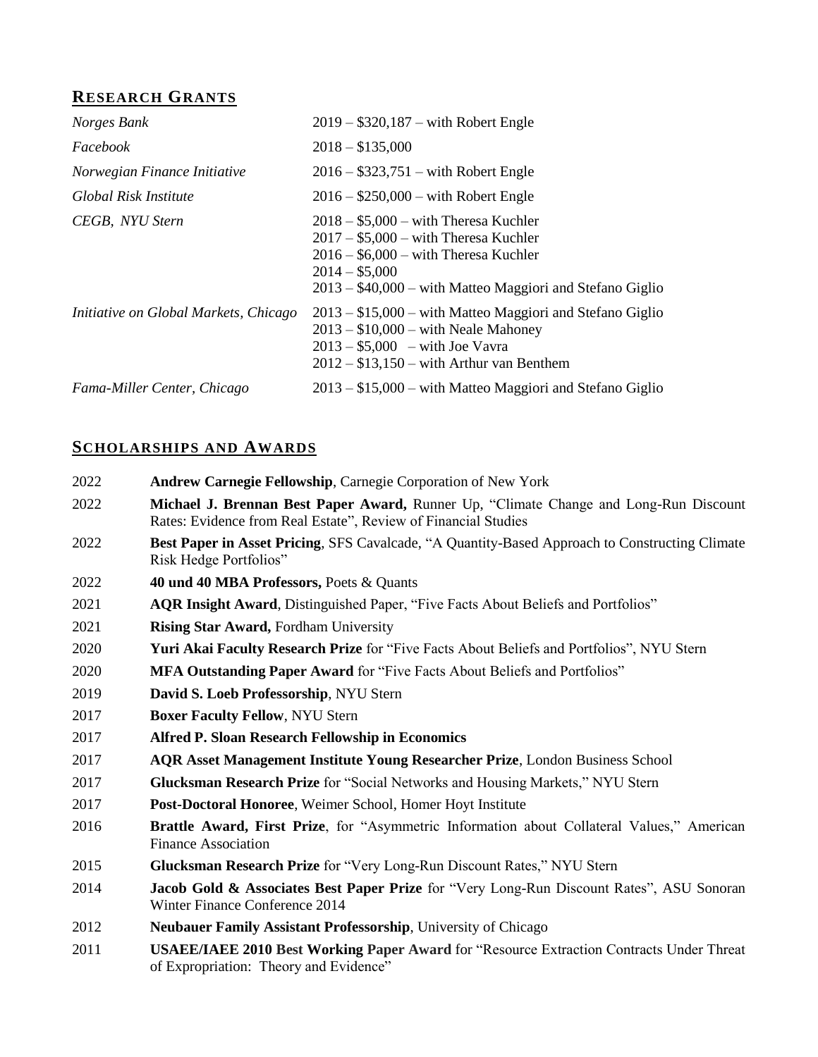## RESEARCH GRANTS

| | |
|---|---|
| *Norges Bank* | 2019 – $320,187 – with Robert Engle |
| *Facebook* | 2018 – $135,000 |
| *Norwegian Finance Initiative* | 2016 – $323,751 – with Robert Engle |
| *Global Risk Institute* | 2016 – $250,000 – with Robert Engle |
| *CEGB, NYU Stern* | 2018 – $5,000 – with Theresa Kuchler<br>2017 – $5,000 – with Theresa Kuchler<br>2016 – $6,000 – with Theresa Kuchler<br>2014 – $5,000<br>2013 – $40,000 – with Matteo Maggiori and Stefano Giglio |
| *Initiative on Global Markets, Chicago* | 2013 – $15,000 – with Matteo Maggiori and Stefano Giglio<br>2013 – $10,000 – with Neale Mahoney<br>2013 – $5,000 – with Joe Vavra<br>2012 – $13,150 – with Arthur van Benthem |
| *Fama-Miller Center, Chicago* | 2013 – $15,000 – with Matteo Maggiori and Stefano Giglio |

## SCHOLARSHIPS AND AWARDS

| | |
|---|---|
| 2022 | **Andrew Carnegie Fellowship**, Carnegie Corporation of New York |
| 2022 | **Michael J. Brennan Best Paper Award,** Runner Up, "Climate Change and Long-Run Discount Rates: Evidence from Real Estate", Review of Financial Studies |
| 2022 | **Best Paper in Asset Pricing**, SFS Cavalcade, "A Quantity-Based Approach to Constructing Climate Risk Hedge Portfolios" |
| 2022 | **40 und 40 MBA Professors,** Poets & Quants |
| 2021 | **AQR Insight Award**, Distinguished Paper, "Five Facts About Beliefs and Portfolios" |
| 2021 | **Rising Star Award,** Fordham University |
| 2020 | **Yuri Akai Faculty Research Prize** for "Five Facts About Beliefs and Portfolios", NYU Stern |
| 2020 | **MFA Outstanding Paper Award** for "Five Facts About Beliefs and Portfolios" |
| 2019 | **David S. Loeb Professorship**, NYU Stern |
| 2017 | **Boxer Faculty Fellow**, NYU Stern |
| 2017 | **Alfred P. Sloan Research Fellowship in Economics** |
| 2017 | **AQR Asset Management Institute Young Researcher Prize**, London Business School |
| 2017 | **Glucksman Research Prize** for "Social Networks and Housing Markets," NYU Stern |
| 2017 | **Post-Doctoral Honoree**, Weimer School, Homer Hoyt Institute |
| 2016 | **Brattle Award, First Prize**, for "Asymmetric Information about Collateral Values," American Finance Association |
| 2015 | **Glucksman Research Prize** for "Very Long-Run Discount Rates," NYU Stern |
| 2014 | **Jacob Gold & Associates Best Paper Prize** for "Very Long-Run Discount Rates", ASU Sonoran Winter Finance Conference 2014 |
| 2012 | **Neubauer Family Assistant Professorship**, University of Chicago |
| 2011 | **USAEE/IAEE 2010 Best Working Paper Award** for "Resource Extraction Contracts Under Threat of Expropriation: Theory and Evidence" |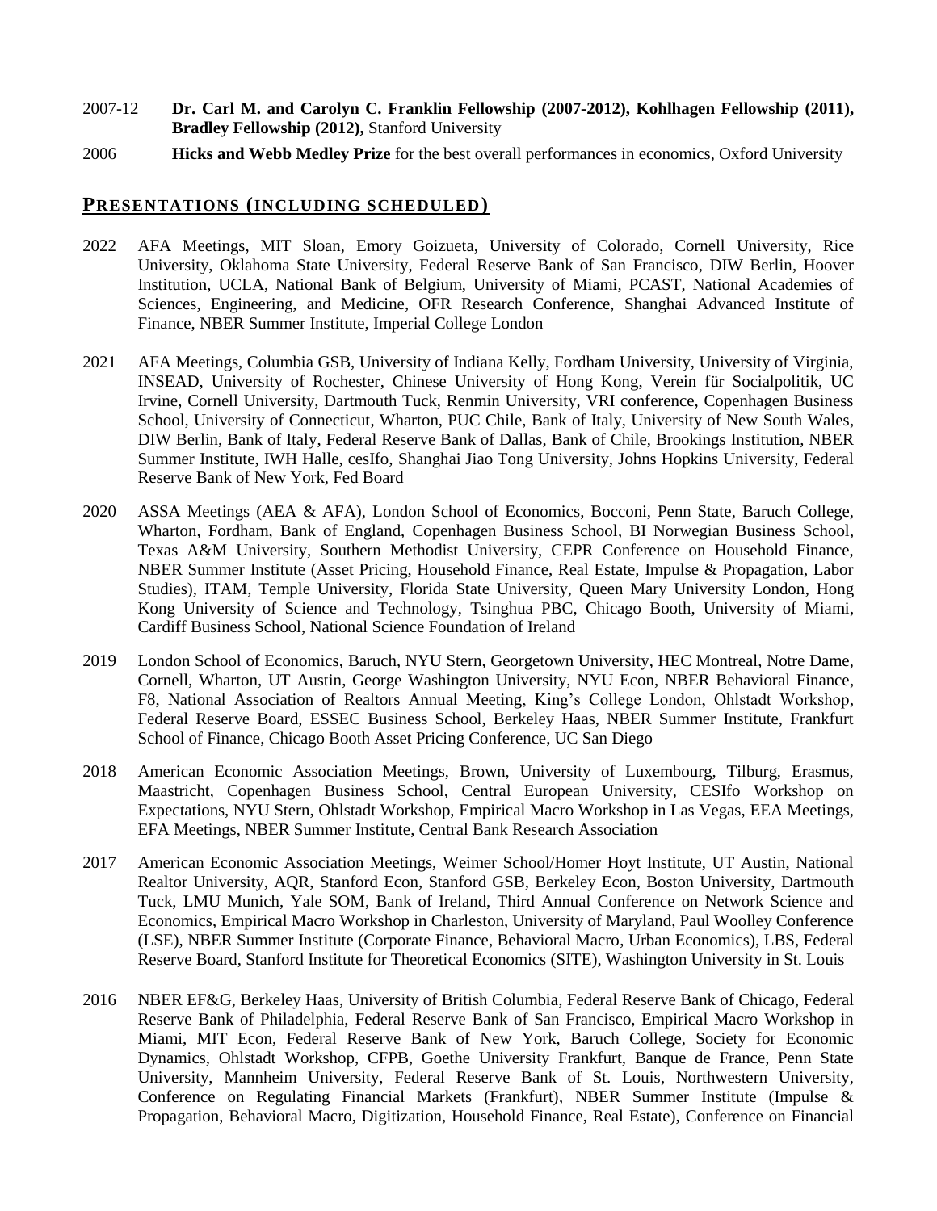2007-12 **Dr. Carl M. and Carolyn C. Franklin Fellowship (2007-2012), Kohlhagen Fellowship (2011), Bradley Fellowship (2012),** Stanford University

2006 **Hicks and Webb Medley Prize** for the best overall performances in economics, Oxford University

## PRESENTATIONS (INCLUDING SCHEDULED)

2022 AFA Meetings, MIT Sloan, Emory Goizueta, University of Colorado, Cornell University, Rice University, Oklahoma State University, Federal Reserve Bank of San Francisco, DIW Berlin, Hoover Institution, UCLA, National Bank of Belgium, University of Miami, PCAST, National Academies of Sciences, Engineering, and Medicine, OFR Research Conference, Shanghai Advanced Institute of Finance, NBER Summer Institute, Imperial College London

2021 AFA Meetings, Columbia GSB, University of Indiana Kelly, Fordham University, University of Virginia, INSEAD, University of Rochester, Chinese University of Hong Kong, Verein für Socialpolitik, UC Irvine, Cornell University, Dartmouth Tuck, Renmin University, VRI conference, Copenhagen Business School, University of Connecticut, Wharton, PUC Chile, Bank of Italy, University of New South Wales, DIW Berlin, Bank of Italy, Federal Reserve Bank of Dallas, Bank of Chile, Brookings Institution, NBER Summer Institute, IWH Halle, cesIfo, Shanghai Jiao Tong University, Johns Hopkins University, Federal Reserve Bank of New York, Fed Board

2020 ASSA Meetings (AEA & AFA), London School of Economics, Bocconi, Penn State, Baruch College, Wharton, Fordham, Bank of England, Copenhagen Business School, BI Norwegian Business School, Texas A&M University, Southern Methodist University, CEPR Conference on Household Finance, NBER Summer Institute (Asset Pricing, Household Finance, Real Estate, Impulse & Propagation, Labor Studies), ITAM, Temple University, Florida State University, Queen Mary University London, Hong Kong University of Science and Technology, Tsinghua PBC, Chicago Booth, University of Miami, Cardiff Business School, National Science Foundation of Ireland

2019 London School of Economics, Baruch, NYU Stern, Georgetown University, HEC Montreal, Notre Dame, Cornell, Wharton, UT Austin, George Washington University, NYU Econ, NBER Behavioral Finance, F8, National Association of Realtors Annual Meeting, King's College London, Ohlstadt Workshop, Federal Reserve Board, ESSEC Business School, Berkeley Haas, NBER Summer Institute, Frankfurt School of Finance, Chicago Booth Asset Pricing Conference, UC San Diego

2018 American Economic Association Meetings, Brown, University of Luxembourg, Tilburg, Erasmus, Maastricht, Copenhagen Business School, Central European University, CESIfo Workshop on Expectations, NYU Stern, Ohlstadt Workshop, Empirical Macro Workshop in Las Vegas, EEA Meetings, EFA Meetings, NBER Summer Institute, Central Bank Research Association

2017 American Economic Association Meetings, Weimer School/Homer Hoyt Institute, UT Austin, National Realtor University, AQR, Stanford Econ, Stanford GSB, Berkeley Econ, Boston University, Dartmouth Tuck, LMU Munich, Yale SOM, Bank of Ireland, Third Annual Conference on Network Science and Economics, Empirical Macro Workshop in Charleston, University of Maryland, Paul Woolley Conference (LSE), NBER Summer Institute (Corporate Finance, Behavioral Macro, Urban Economics), LBS, Federal Reserve Board, Stanford Institute for Theoretical Economics (SITE), Washington University in St. Louis

2016 NBER EF&G, Berkeley Haas, University of British Columbia, Federal Reserve Bank of Chicago, Federal Reserve Bank of Philadelphia, Federal Reserve Bank of San Francisco, Empirical Macro Workshop in Miami, MIT Econ, Federal Reserve Bank of New York, Baruch College, Society for Economic Dynamics, Ohlstadt Workshop, CFPB, Goethe University Frankfurt, Banque de France, Penn State University, Mannheim University, Federal Reserve Bank of St. Louis, Northwestern University, Conference on Regulating Financial Markets (Frankfurt), NBER Summer Institute (Impulse & Propagation, Behavioral Macro, Digitization, Household Finance, Real Estate), Conference on Financial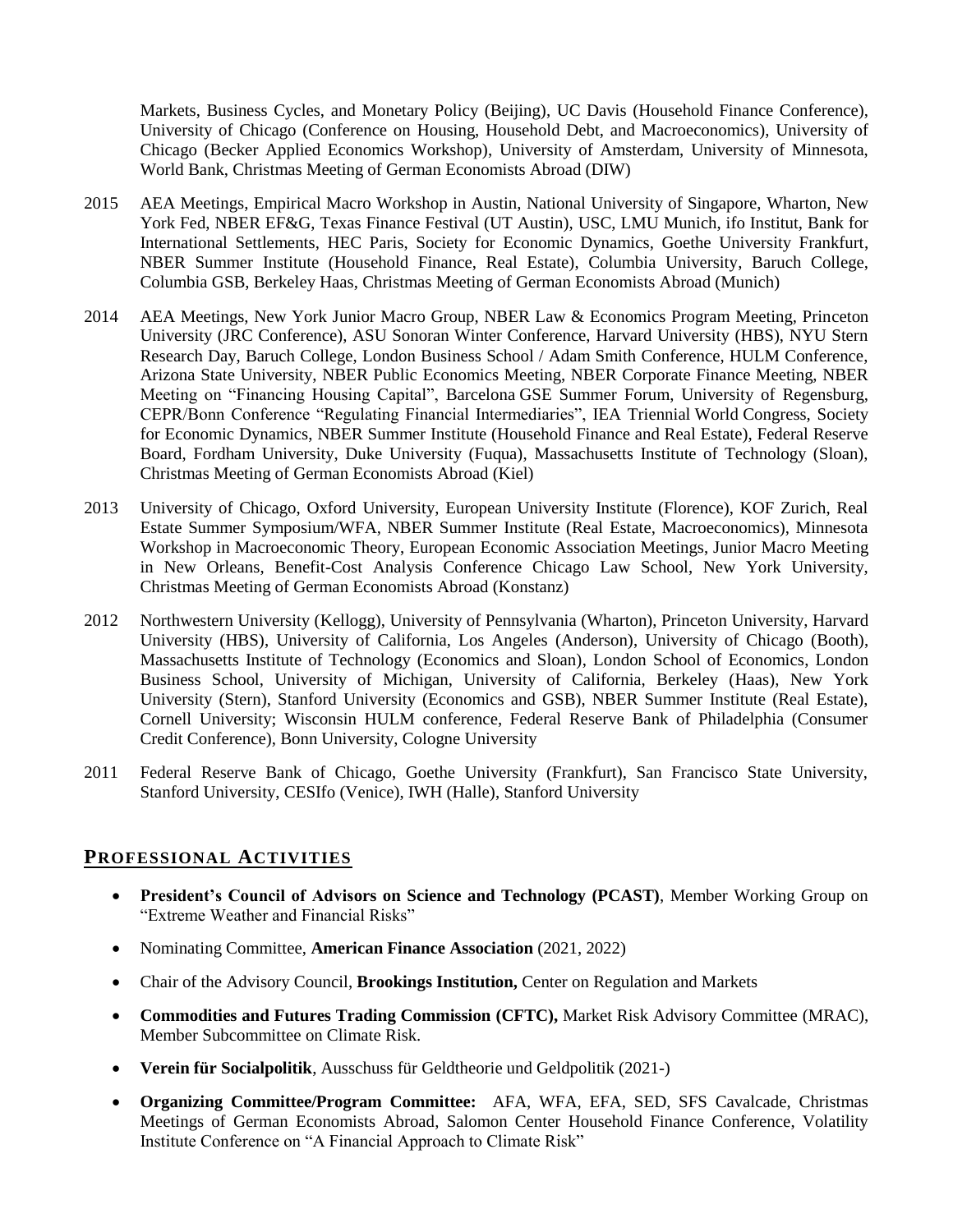Markets, Business Cycles, and Monetary Policy (Beijing), UC Davis (Household Finance Conference), University of Chicago (Conference on Housing, Household Debt, and Macroeconomics), University of Chicago (Becker Applied Economics Workshop), University of Amsterdam, University of Minnesota, World Bank, Christmas Meeting of German Economists Abroad (DIW)

2015 AEA Meetings, Empirical Macro Workshop in Austin, National University of Singapore, Wharton, New York Fed, NBER EF&G, Texas Finance Festival (UT Austin), USC, LMU Munich, ifo Institut, Bank for International Settlements, HEC Paris, Society for Economic Dynamics, Goethe University Frankfurt, NBER Summer Institute (Household Finance, Real Estate), Columbia University, Baruch College, Columbia GSB, Berkeley Haas, Christmas Meeting of German Economists Abroad (Munich)

2014 AEA Meetings, New York Junior Macro Group, NBER Law & Economics Program Meeting, Princeton University (JRC Conference), ASU Sonoran Winter Conference, Harvard University (HBS), NYU Stern Research Day, Baruch College, London Business School / Adam Smith Conference, HULM Conference, Arizona State University, NBER Public Economics Meeting, NBER Corporate Finance Meeting, NBER Meeting on "Financing Housing Capital", Barcelona GSE Summer Forum, University of Regensburg, CEPR/Bonn Conference "Regulating Financial Intermediaries", IEA Triennial World Congress, Society for Economic Dynamics, NBER Summer Institute (Household Finance and Real Estate), Federal Reserve Board, Fordham University, Duke University (Fuqua), Massachusetts Institute of Technology (Sloan), Christmas Meeting of German Economists Abroad (Kiel)

2013 University of Chicago, Oxford University, European University Institute (Florence), KOF Zurich, Real Estate Summer Symposium/WFA, NBER Summer Institute (Real Estate, Macroeconomics), Minnesota Workshop in Macroeconomic Theory, European Economic Association Meetings, Junior Macro Meeting in New Orleans, Benefit-Cost Analysis Conference Chicago Law School, New York University, Christmas Meeting of German Economists Abroad (Konstanz)

2012 Northwestern University (Kellogg), University of Pennsylvania (Wharton), Princeton University, Harvard University (HBS), University of California, Los Angeles (Anderson), University of Chicago (Booth), Massachusetts Institute of Technology (Economics and Sloan), London School of Economics, London Business School, University of Michigan, University of California, Berkeley (Haas), New York University (Stern), Stanford University (Economics and GSB), NBER Summer Institute (Real Estate), Cornell University; Wisconsin HULM conference, Federal Reserve Bank of Philadelphia (Consumer Credit Conference), Bonn University, Cologne University

2011 Federal Reserve Bank of Chicago, Goethe University (Frankfurt), San Francisco State University, Stanford University, CESIfo (Venice), IWH (Halle), Stanford University

## PROFESSIONAL ACTIVITIES

- **President's Council of Advisors on Science and Technology (PCAST)**, Member Working Group on "Extreme Weather and Financial Risks"
- Nominating Committee, **American Finance Association** (2021, 2022)
- Chair of the Advisory Council, **Brookings Institution,** Center on Regulation and Markets
- **Commodities and Futures Trading Commission (CFTC),** Market Risk Advisory Committee (MRAC), Member Subcommittee on Climate Risk.
- **Verein für Socialpolitik**, Ausschuss für Geldtheorie und Geldpolitik (2021-)
- **Organizing Committee/Program Committee:** AFA, WFA, EFA, SED, SFS Cavalcade, Christmas Meetings of German Economists Abroad, Salomon Center Household Finance Conference, Volatility Institute Conference on "A Financial Approach to Climate Risk"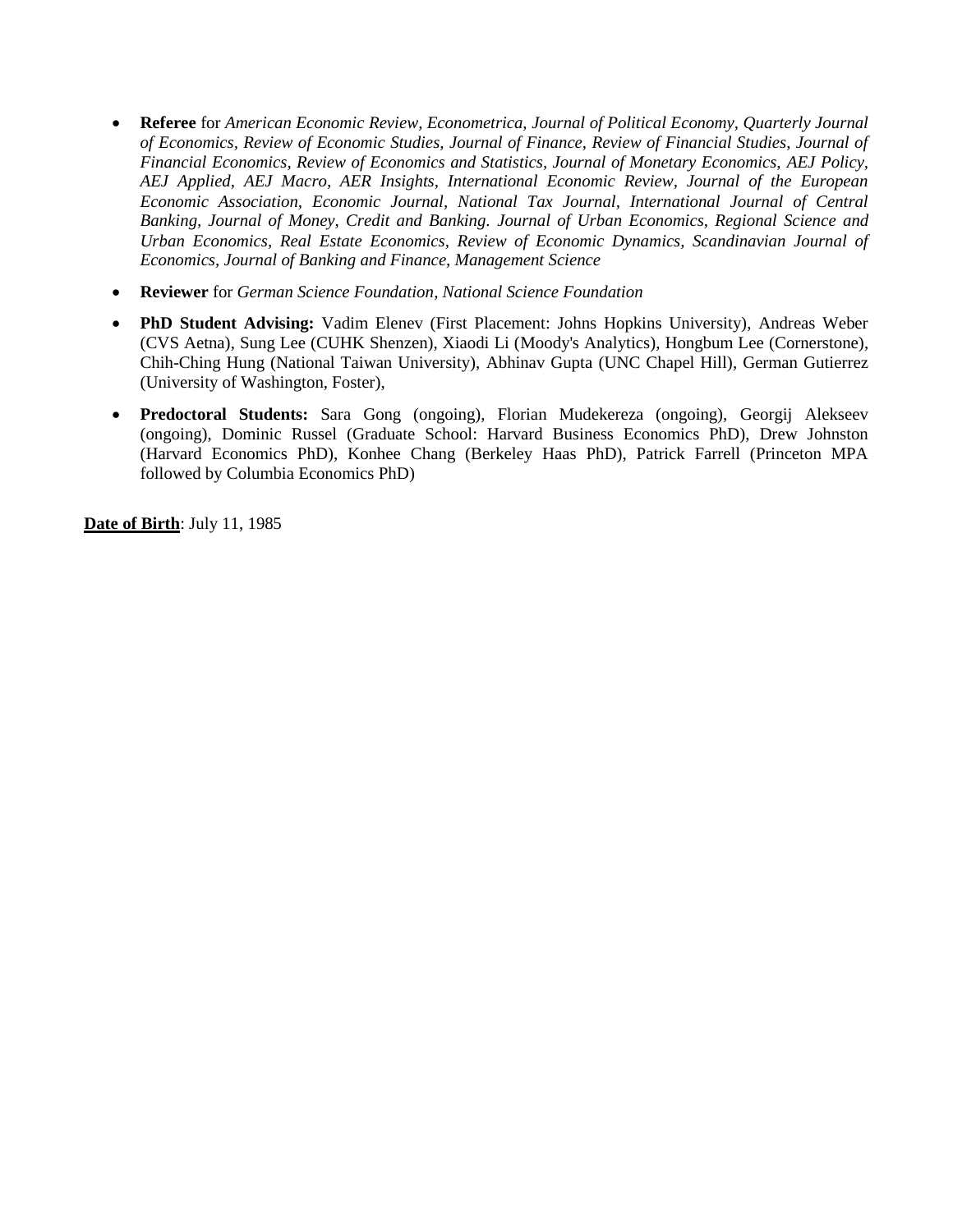- **Referee** for *American Economic Review, Econometrica, Journal of Political Economy, Quarterly Journal of Economics, Review of Economic Studies, Journal of Finance, Review of Financial Studies, Journal of Financial Economics, Review of Economics and Statistics, Journal of Monetary Economics, AEJ Policy, AEJ Applied, AEJ Macro, AER Insights, International Economic Review, Journal of the European Economic Association, Economic Journal, National Tax Journal, International Journal of Central Banking, Journal of Money, Credit and Banking. Journal of Urban Economics, Regional Science and Urban Economics, Real Estate Economics, Review of Economic Dynamics, Scandinavian Journal of Economics, Journal of Banking and Finance, Management Science*

- **Reviewer** for *German Science Foundation, National Science Foundation*

- **PhD Student Advising:** Vadim Elenev (First Placement: Johns Hopkins University), Andreas Weber (CVS Aetna), Sung Lee (CUHK Shenzen), Xiaodi Li (Moody's Analytics), Hongbum Lee (Cornerstone), Chih-Ching Hung (National Taiwan University), Abhinav Gupta (UNC Chapel Hill), German Gutierrez (University of Washington, Foster),

- **Predoctoral Students:** Sara Gong (ongoing), Florian Mudekereza (ongoing), Georgij Alekseev (ongoing), Dominic Russel (Graduate School: Harvard Business Economics PhD), Drew Johnston (Harvard Economics PhD), Konhee Chang (Berkeley Haas PhD), Patrick Farrell (Princeton MPA followed by Columbia Economics PhD)

**Date of Birth**: July 11, 1985